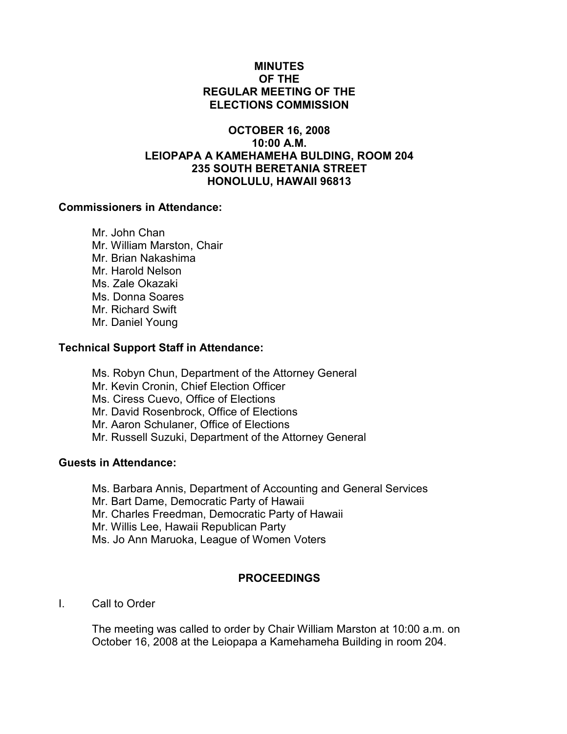# MINUTES OF THE REGULAR MEETING OF THE ELECTIONS COMMISSION

## OCTOBER 16, 2008
## 10:00 A.M.
## LEIOPAPA A KAMEHAMEHA BULDING, ROOM 204
## 235 SOUTH BERETANIA STREET
## HONOLULU, HAWAII 96813

**Commissioners in Attendance:**

Mr. John Chan
Mr. William Marston, Chair
Mr. Brian Nakashima
Mr. Harold Nelson
Ms. Zale Okazaki
Ms. Donna Soares
Mr. Richard Swift
Mr. Daniel Young

**Technical Support Staff in Attendance:**

Ms. Robyn Chun, Department of the Attorney General
Mr. Kevin Cronin, Chief Election Officer
Ms. Ciress Cuevo, Office of Elections
Mr. David Rosenbrock, Office of Elections
Mr. Aaron Schulaner, Office of Elections
Mr. Russell Suzuki, Department of the Attorney General

**Guests in Attendance:**

Ms. Barbara Annis, Department of Accounting and General Services
Mr. Bart Dame, Democratic Party of Hawaii
Mr. Charles Freedman, Democratic Party of Hawaii
Mr. Willis Lee, Hawaii Republican Party
Ms. Jo Ann Maruoka, League of Women Voters

## PROCEEDINGS

I. Call to Order

The meeting was called to order by Chair William Marston at 10:00 a.m. on October 16, 2008 at the Leiopapa a Kamehameha Building in room 204.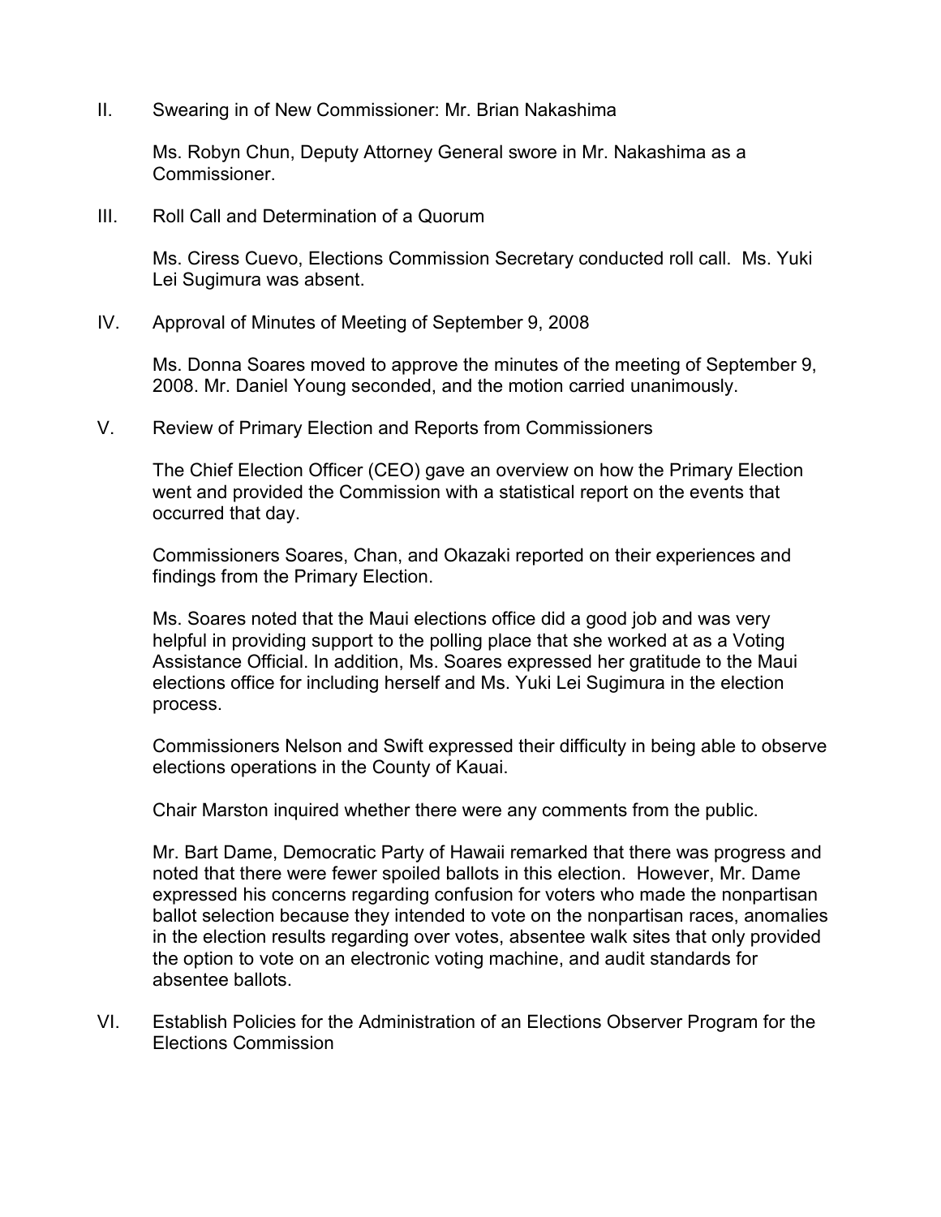II. Swearing in of New Commissioner: Mr. Brian Nakashima

Ms. Robyn Chun, Deputy Attorney General swore in Mr. Nakashima as a Commissioner.

III. Roll Call and Determination of a Quorum

Ms. Ciress Cuevo, Elections Commission Secretary conducted roll call. Ms. Yuki Lei Sugimura was absent.

IV. Approval of Minutes of Meeting of September 9, 2008

Ms. Donna Soares moved to approve the minutes of the meeting of September 9, 2008. Mr. Daniel Young seconded, and the motion carried unanimously.

V. Review of Primary Election and Reports from Commissioners

The Chief Election Officer (CEO) gave an overview on how the Primary Election went and provided the Commission with a statistical report on the events that occurred that day.

Commissioners Soares, Chan, and Okazaki reported on their experiences and findings from the Primary Election.

Ms. Soares noted that the Maui elections office did a good job and was very helpful in providing support to the polling place that she worked at as a Voting Assistance Official. In addition, Ms. Soares expressed her gratitude to the Maui elections office for including herself and Ms. Yuki Lei Sugimura in the election process.

Commissioners Nelson and Swift expressed their difficulty in being able to observe elections operations in the County of Kauai.

Chair Marston inquired whether there were any comments from the public.

Mr. Bart Dame, Democratic Party of Hawaii remarked that there was progress and noted that there were fewer spoiled ballots in this election. However, Mr. Dame expressed his concerns regarding confusion for voters who made the nonpartisan ballot selection because they intended to vote on the nonpartisan races, anomalies in the election results regarding over votes, absentee walk sites that only provided the option to vote on an electronic voting machine, and audit standards for absentee ballots.

VI. Establish Policies for the Administration of an Elections Observer Program for the Elections Commission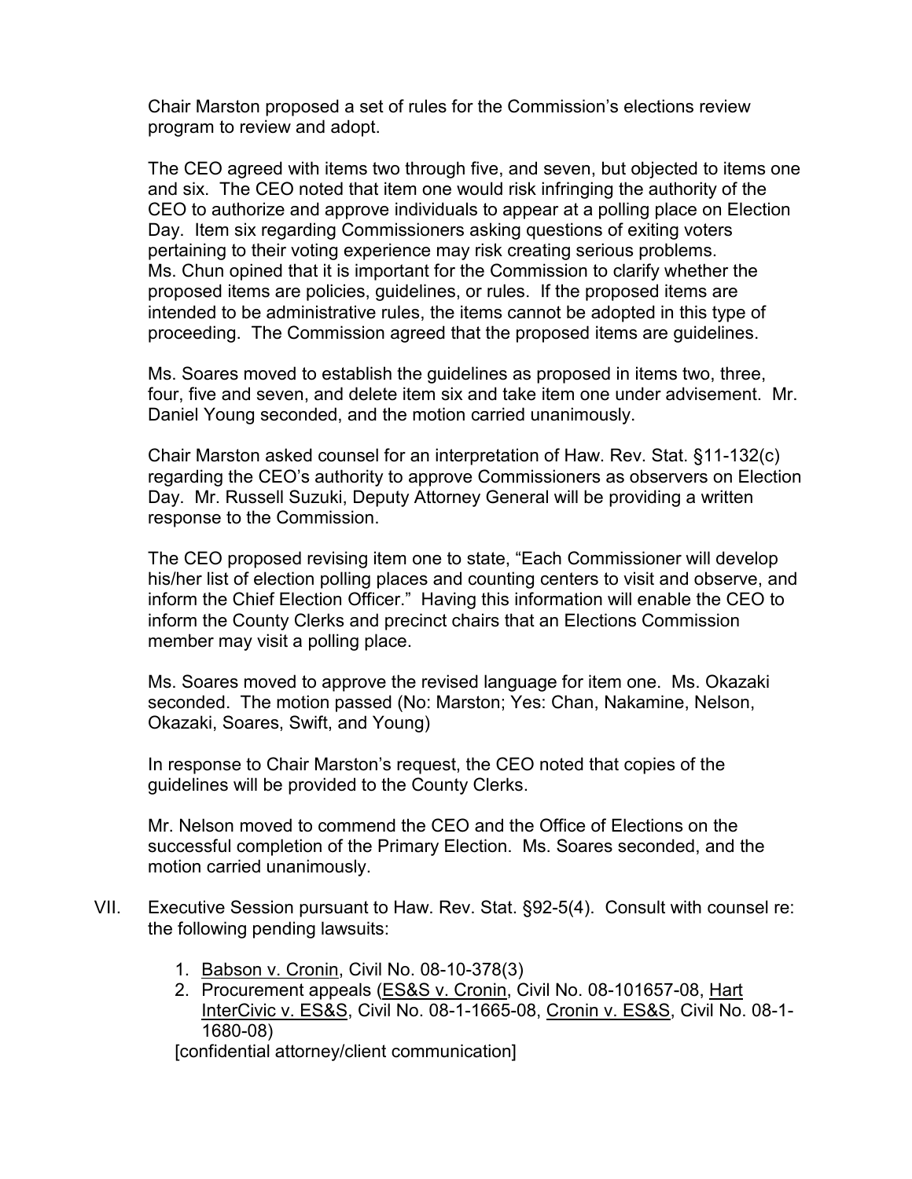Chair Marston proposed a set of rules for the Commission's elections review program to review and adopt.

The CEO agreed with items two through five, and seven, but objected to items one and six. The CEO noted that item one would risk infringing the authority of the CEO to authorize and approve individuals to appear at a polling place on Election Day. Item six regarding Commissioners asking questions of exiting voters pertaining to their voting experience may risk creating serious problems. Ms. Chun opined that it is important for the Commission to clarify whether the proposed items are policies, guidelines, or rules. If the proposed items are intended to be administrative rules, the items cannot be adopted in this type of proceeding. The Commission agreed that the proposed items are guidelines.

Ms. Soares moved to establish the guidelines as proposed in items two, three, four, five and seven, and delete item six and take item one under advisement. Mr. Daniel Young seconded, and the motion carried unanimously.

Chair Marston asked counsel for an interpretation of Haw. Rev. Stat. §11-132(c) regarding the CEO's authority to approve Commissioners as observers on Election Day. Mr. Russell Suzuki, Deputy Attorney General will be providing a written response to the Commission.

The CEO proposed revising item one to state, "Each Commissioner will develop his/her list of election polling places and counting centers to visit and observe, and inform the Chief Election Officer." Having this information will enable the CEO to inform the County Clerks and precinct chairs that an Elections Commission member may visit a polling place.

Ms. Soares moved to approve the revised language for item one. Ms. Okazaki seconded. The motion passed (No: Marston; Yes: Chan, Nakamine, Nelson, Okazaki, Soares, Swift, and Young)

In response to Chair Marston's request, the CEO noted that copies of the guidelines will be provided to the County Clerks.

Mr. Nelson moved to commend the CEO and the Office of Elections on the successful completion of the Primary Election. Ms. Soares seconded, and the motion carried unanimously.

VII. Executive Session pursuant to Haw. Rev. Stat. §92-5(4). Consult with counsel re: the following pending lawsuits:

1. Babson v. Cronin, Civil No. 08-10-378(3)
2. Procurement appeals (ES&S v. Cronin, Civil No. 08-101657-08, Hart InterCivic v. ES&S, Civil No. 08-1-1665-08, Cronin v. ES&S, Civil No. 08-1-1680-08)

[confidential attorney/client communication]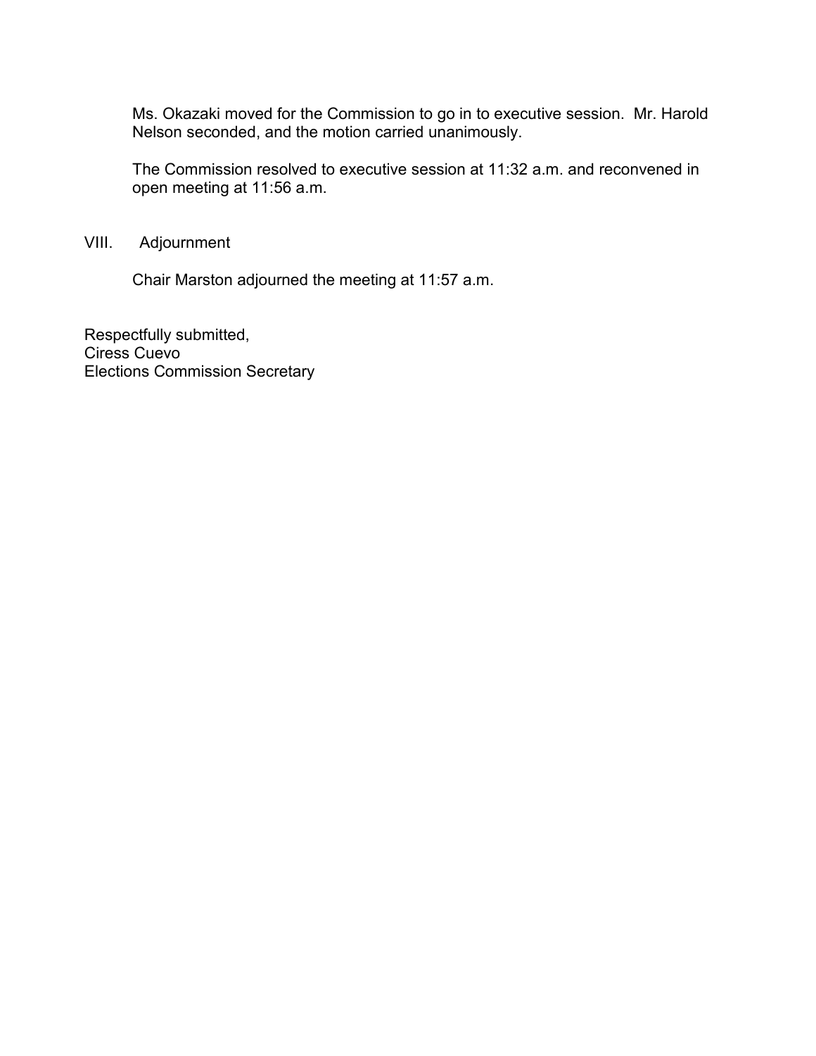Ms. Okazaki moved for the Commission to go in to executive session. Mr. Harold Nelson seconded, and the motion carried unanimously.

The Commission resolved to executive session at 11:32 a.m. and reconvened in open meeting at 11:56 a.m.

## VIII. Adjournment

Chair Marston adjourned the meeting at 11:57 a.m.

Respectfully submitted,
Ciress Cuevo
Elections Commission Secretary